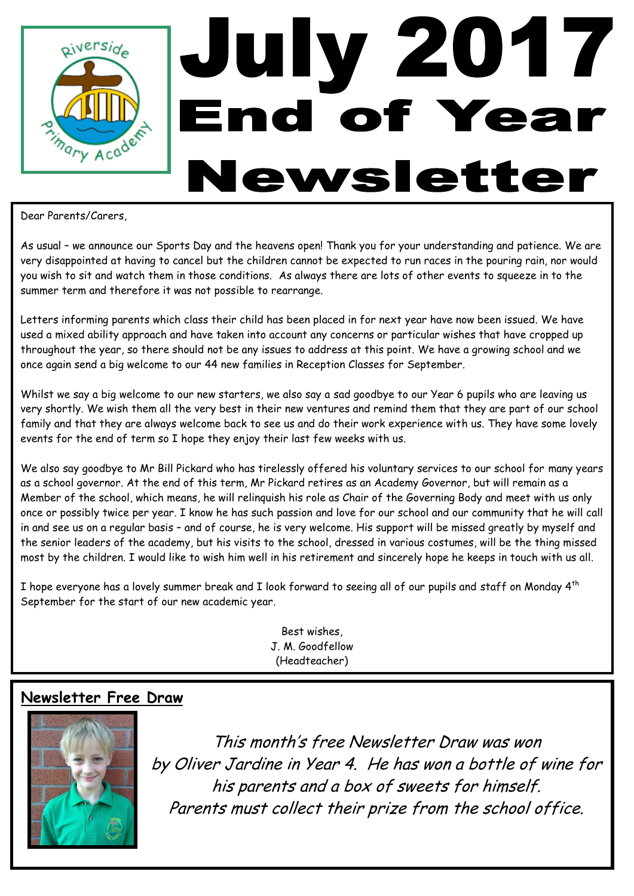# July 2017 End of Year Newsletter

Dear Parents/Carers,

As usual – we announce our Sports Day and the heavens open! Thank you for your understanding and patience. We are very disappointed at having to cancel but the children cannot be expected to run races in the pouring rain, nor would you wish to sit and watch them in those conditions. As always there are lots of other events to squeeze in to the summer term and therefore it was not possible to rearrange.

Letters informing parents which class their child has been placed in for next year have now been issued. We have used a mixed ability approach and have taken into account any concerns or particular wishes that have cropped up throughout the year, so there should not be any issues to address at this point. We have a growing school and we once again send a big welcome to our 44 new families in Reception Classes for September.

Whilst we say a big welcome to our new starters, we also say a sad goodbye to our Year 6 pupils who are leaving us very shortly. We wish them all the very best in their new ventures and remind them that they are part of our school family and that they are always welcome back to see us and do their work experience with us. They have some lovely events for the end of term so I hope they enjoy their last few weeks with us.

We also say goodbye to Mr Bill Pickard who has tirelessly offered his voluntary services to our school for many years as a school governor. At the end of this term, Mr Pickard retires as an Academy Governor, but will remain as a Member of the school, which means, he will relinquish his role as Chair of the Governing Body and meet with us only once or possibly twice per year. I know he has such passion and love for our school and our community that he will call in and see us on a regular basis – and of course, he is very welcome. His support will be missed greatly by myself and the senior leaders of the academy, but his visits to the school, dressed in various costumes, will be the thing missed most by the children. I would like to wish him well in his retirement and sincerely hope he keeps in touch with us all.

I hope everyone has a lovely summer break and I look forward to seeing all of our pupils and staff on Monday 4th September for the start of our new academic year.

Best wishes,
J. M. Goodfellow
(Headteacher)

## Newsletter Free Draw

*This month's free Newsletter Draw was won by Oliver Jardine in Year 4. He has won a bottle of wine for his parents and a box of sweets for himself. Parents must collect their prize from the school office.*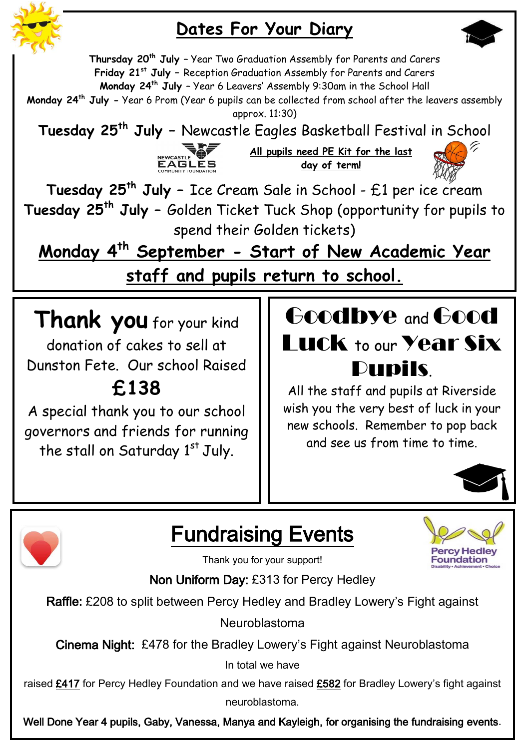## Dates For Your Diary

**Thursday 20th July** – Year Two Graduation Assembly for Parents and Carers
**Friday 21st July** – Reception Graduation Assembly for Parents and Carers
**Monday 24th July** – Year 6 Leavers' Assembly 9:30am in the School Hall
**Monday 24th July** - Year 6 Prom (Year 6 pupils can be collected from school after the leavers assembly approx. 11:30)

**Tuesday 25th July** – Newcastle Eagles Basketball Festival in School

NEWCASTLE EAGLES COMMUNITY FOUNDATION

**All pupils need PE Kit for the last day of term!**

**Tuesday 25th July** – Ice Cream Sale in School - £1 per ice cream
**Tuesday 25th July** – Golden Ticket Tuck Shop (opportunity for pupils to spend their Golden tickets)

**Monday 4th September - Start of New Academic Year staff and pupils return to school.**

**Thank you** for your kind donation of cakes to sell at Dunston Fete. Our school Raised

**£138**

A special thank you to our school governors and friends for running the stall on Saturday 1st July.

## Goodbye and Good Luck to our Year Six Pupils.

All the staff and pupils at Riverside wish you the very best of luck in your new schools. Remember to pop back and see us from time to time.

## Fundraising Events

Percy Hedley Foundation
Disability • Achievement • Choice

Thank you for your support!

Non Uniform Day: £313 for Percy Hedley

Raffle: £208 to split between Percy Hedley and Bradley Lowery's Fight against Neuroblastoma

Cinema Night: £478 for the Bradley Lowery's Fight against Neuroblastoma

In total we have raised **£417** for Percy Hedley Foundation and we have raised **£582** for Bradley Lowery's fight against neuroblastoma.

Well Done Year 4 pupils, Gaby, Vanessa, Manya and Kayleigh, for organising the fundraising events.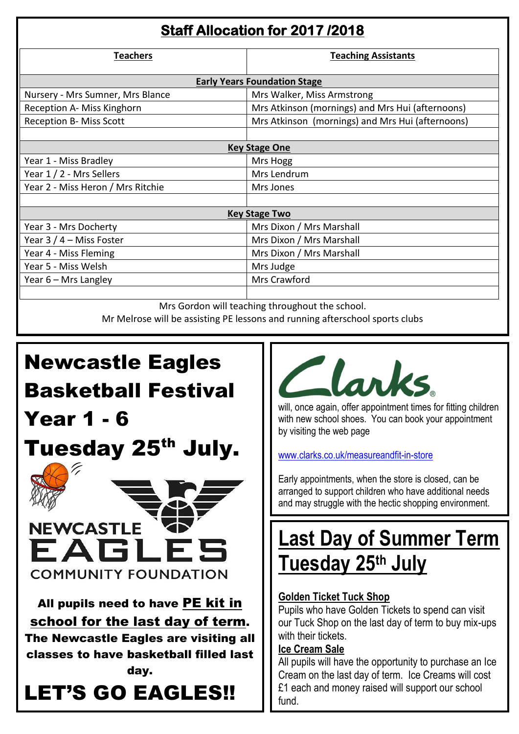## Staff Allocation for 2017 /2018

| Teachers | Teaching Assistants |
|---|---|
| **Early Years Foundation Stage** | |
| Nursery - Mrs Sumner, Mrs Blance | Mrs Walker, Miss Armstrong |
| Reception A- Miss Kinghorn | Mrs Atkinson (mornings) and Mrs Hui (afternoons) |
| Reception B- Miss Scott | Mrs Atkinson (mornings) and Mrs Hui (afternoons) |
| | |
| **Key Stage One** | |
| Year 1 - Miss Bradley | Mrs Hogg |
| Year 1 / 2 - Mrs Sellers | Mrs Lendrum |
| Year 2 - Miss Heron / Mrs Ritchie | Mrs Jones |
| | |
| **Key Stage Two** | |
| Year 3 - Mrs Docherty | Mrs Dixon / Mrs Marshall |
| Year 3 / 4 – Miss Foster | Mrs Dixon / Mrs Marshall |
| Year 4 - Miss Fleming | Mrs Dixon / Mrs Marshall |
| Year 5 - Miss Welsh | Mrs Judge |
| Year 6 – Mrs Langley | Mrs Crawford |
| | |

Mrs Gordon will teaching throughout the school.
Mr Melrose will be assisting PE lessons and running afterschool sports clubs

# Newcastle Eagles Basketball Festival Year 1 - 6 Tuesday 25th July.

NEWCASTLE EAGLES COMMUNITY FOUNDATION

**All pupils need to have PE kit in school for the last day of term. The Newcastle Eagles are visiting all classes to have basketball filled last day.**

# LET'S GO EAGLES!!

**Clarks** will, once again, offer appointment times for fitting children with new school shoes. You can book your appointment by visiting the web page

www.clarks.co.uk/measureandfit-in-store

Early appointments, when the store is closed, can be arranged to support children who have additional needs and may struggle with the hectic shopping environment.

# Last Day of Summer Term Tuesday 25th July

**Golden Ticket Tuck Shop**
Pupils who have Golden Tickets to spend can visit our Tuck Shop on the last day of term to buy mix-ups with their tickets.

**Ice Cream Sale**
All pupils will have the opportunity to purchase an Ice Cream on the last day of term. Ice Creams will cost £1 each and money raised will support our school fund.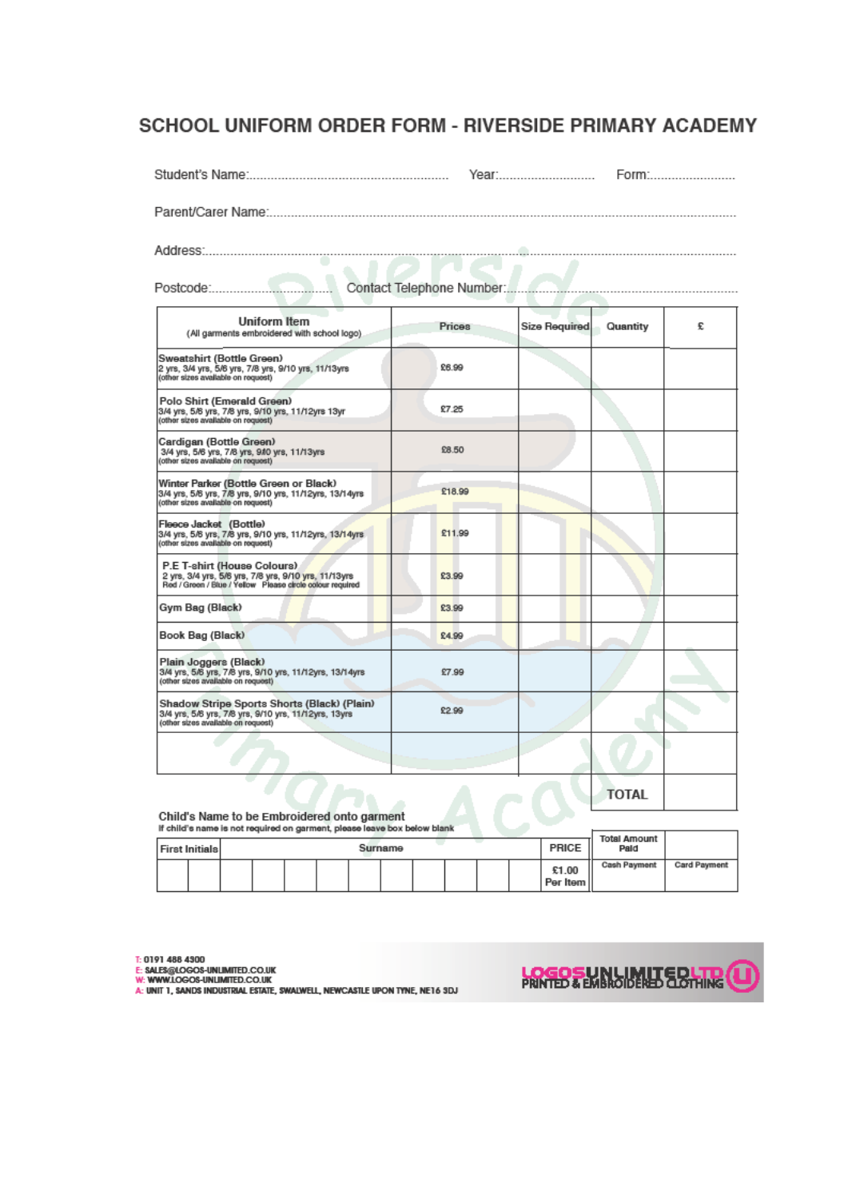# SCHOOL UNIFORM ORDER FORM - RIVERSIDE PRIMARY ACADEMY

Student's Name:.................................................. Year:......................... Form:.......................

Parent/Carer Name:..........................................................................................................

Address:..........................................................................................................................

Postcode:................................ Contact Telephone Number:..........................................................

| Uniform Item (All garments embroidered with school logo) | Prices | Size Required | Quantity | £ |
|---|---|---|---|---|
| Sweatshirt (Bottle Green) 2 yrs, 3/4 yrs, 5/6 yrs, 7/8 yrs, 9/10 yrs, 11/13yrs (other sizes available on request) | £6.99 | | | |
| Polo Shirt (Emerald Green) 3/4 yrs, 5/6 yrs, 7/8 yrs, 9/10 yrs, 11/12yrs 13yr (other sizes available on request) | £7.25 | | | |
| Cardigan (Bottle Green) 3/4 yrs, 5/6 yrs, 7/8 yrs, 9/10 yrs, 11/13yrs (other sizes available on request) | £8.50 | | | |
| Winter Parker (Bottle Green or Black) 3/4 yrs, 5/6 yrs, 7/8 yrs, 9/10 yrs, 11/12yrs, 13/14yrs (other sizes available on request) | £18.99 | | | |
| Fleece Jacket (Bottle) 3/4 yrs, 5/6 yrs, 7/8 yrs, 9/10 yrs, 11/12yrs, 13/14yrs (other sizes available on request) | £11.99 | | | |
| P.E T-shirt (House Colours) 2 yrs, 3/4 yrs, 5/6 yrs, 7/8 yrs, 9/10 yrs, 11/13yrs Red / Green / Blue / Yellow Please circle colour required | £3.99 | | | |
| Gym Bag (Black) | £3.99 | | | |
| Book Bag (Black) | £4.99 | | | |
| Plain Joggers (Black) 3/4 yrs, 5/6 yrs, 7/8 yrs, 9/10 yrs, 11/12yrs, 13/14yrs (other sizes available on request) | £7.99 | | | |
| Shadow Stripe Sports Shorts (Black) (Plain) 3/4 yrs, 5/6 yrs, 7/8 yrs, 9/10 yrs, 11/12yrs, 13yrs (other sizes available on request) | £2.99 | | | |
| | | | | |
| | | | TOTAL | |

**Child's Name to be Embroidered onto garment**
If child's name is not required on garment, please leave box below blank

| First Initials | Surname | PRICE |
|---|---|---|
| | | £1.00 Per Item |

| Total Amount Paid | |
|---|---|
| Cash Payment | Card Payment |

T: 0191 488 4300
E: SALES@LOGOS-UNLIMITED.CO.UK
W: WWW.LOGOS-UNLIMITED.CO.UK
A: UNIT 1, SANDS INDUSTRIAL ESTATE, SWALWELL, NEWCASTLE UPON TYNE, NE16 3DJ

LOGOS UNLIMITED LTD
PRINTED & EMBROIDERED CLOTHING